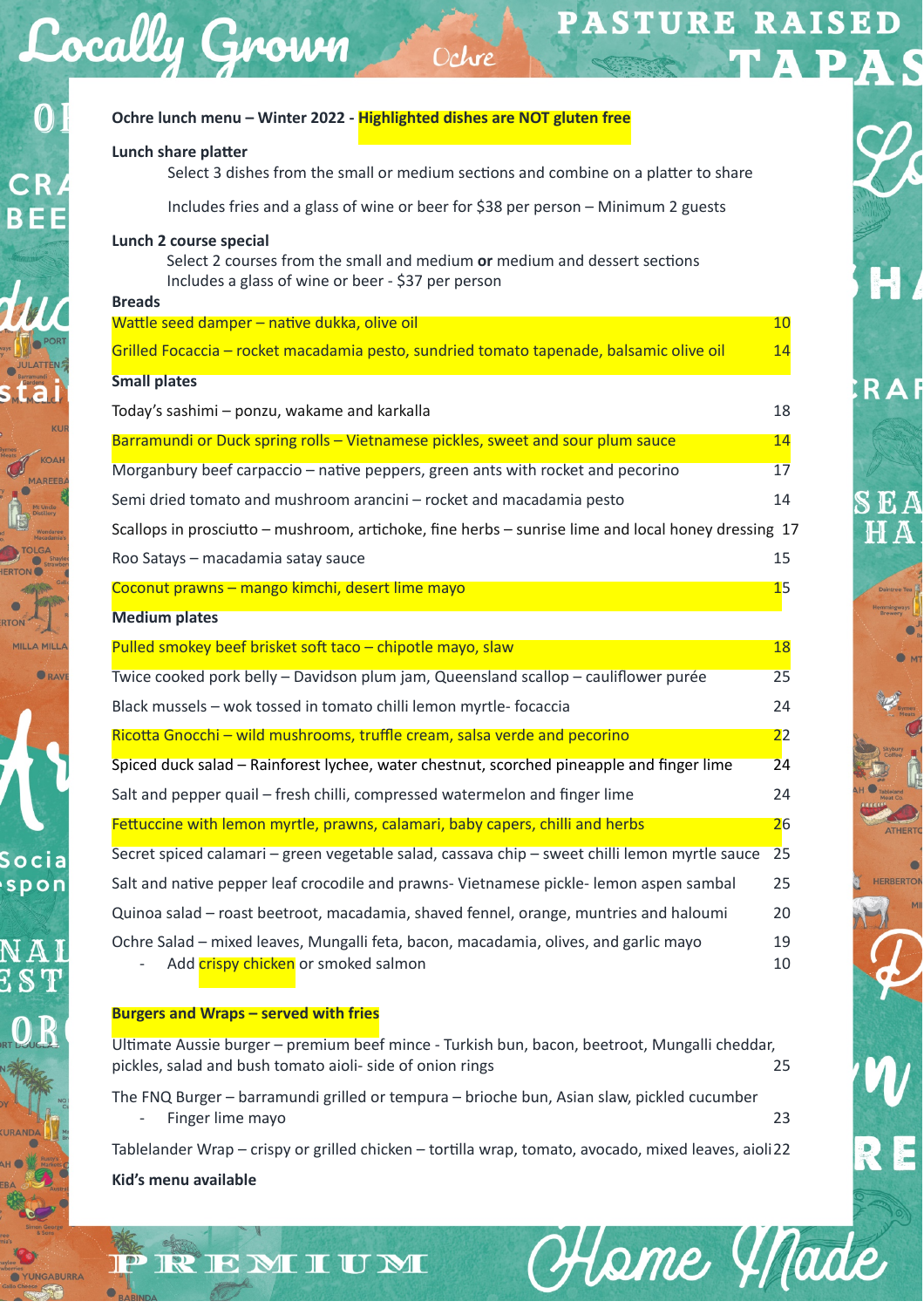**Ochre lunch menu – Winter 2022 - Highlighted dishes are NOT gluten free**

**Lunch share platter**

Select 3 dishes from the small or medium sections and combine on a platter to share

Includes fries and a glass of wine or beer for $38 per person – Minimum 2 guests

**Lunch 2 course special**

Select 2 courses from the small and medium **or** medium and dessert sections
Includes a glass of wine or beer - $37 per person

**Breads**

| | |
|---|---|
| Wattle seed damper – native dukka, olive oil | 10 |
| Grilled Focaccia – rocket macadamia pesto, sundried tomato tapenade, balsamic olive oil | 14 |

**Small plates**

| | |
|---|---|
| Today's sashimi – ponzu, wakame and karkalla | 18 |
| Barramundi or Duck spring rolls – Vietnamese pickles, sweet and sour plum sauce | 14 |
| Morganbury beef carpaccio – native peppers, green ants with rocket and pecorino | 17 |
| Semi dried tomato and mushroom arancini – rocket and macadamia pesto | 14 |
| Scallops in prosciutto – mushroom, artichoke, fine herbs – sunrise lime and local honey dressing | 17 |
| Roo Satays – macadamia satay sauce | 15 |
| Coconut prawns – mango kimchi, desert lime mayo | 15 |

**Medium plates**

| | |
|---|---|
| Pulled smokey beef brisket soft taco – chipotle mayo, slaw | 18 |
| Twice cooked pork belly – Davidson plum jam, Queensland scallop – cauliflower purée | 25 |
| Black mussels – wok tossed in tomato chilli lemon myrtle- focaccia | 24 |
| Ricotta Gnocchi – wild mushrooms, truffle cream, salsa verde and pecorino | 22 |
| Spiced duck salad – Rainforest lychee, water chestnut, scorched pineapple and finger lime | 24 |
| Salt and pepper quail – fresh chilli, compressed watermelon and finger lime | 24 |
| Fettuccine with lemon myrtle, prawns, calamari, baby capers, chilli and herbs | 26 |
| Secret spiced calamari – green vegetable salad, cassava chip – sweet chilli lemon myrtle sauce | 25 |
| Salt and native pepper leaf crocodile and prawns- Vietnamese pickle- lemon aspen sambal | 25 |
| Quinoa salad – roast beetroot, macadamia, shaved fennel, orange, muntries and haloumi | 20 |
| Ochre Salad – mixed leaves, Mungalli feta, bacon, macadamia, olives, and garlic mayo | 19 |
| - Add crispy chicken or smoked salmon | 10 |

**Burgers and Wraps – served with fries**

| | |
|---|---|
| Ultimate Aussie burger – premium beef mince - Turkish bun, bacon, beetroot, Mungalli cheddar, pickles, salad and bush tomato aioli- side of onion rings | 25 |
| The FNQ Burger – barramundi grilled or tempura – brioche bun, Asian slaw, pickled cucumber - Finger lime mayo | 23 |
| Tablelander Wrap – crispy or grilled chicken – tortilla wrap, tomato, avocado, mixed leaves, aioli | 22 |

**Kid's menu available**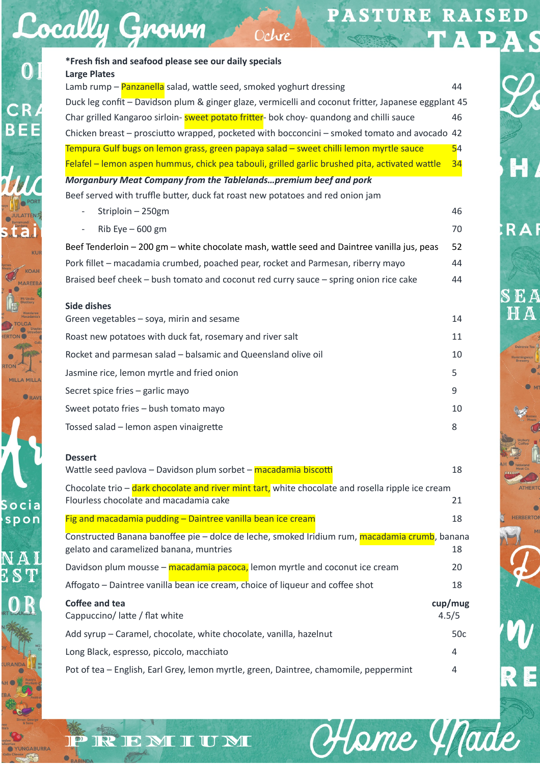*Fresh fish and seafood please see our daily specials

**Large Plates**

| | |
|---|---|
| Lamb rump – Panzanella salad, wattle seed, smoked yoghurt dressing | 44 |
| Duck leg confit – Davidson plum & ginger glaze, vermicelli and coconut fritter, Japanese eggplant | 45 |
| Char grilled Kangaroo sirloin- sweet potato fritter- bok choy- quandong and chilli sauce | 46 |
| Chicken breast – prosciutto wrapped, pocketed with bocconcini – smoked tomato and avocado | 42 |
| Tempura Gulf bugs on lemon grass, green papaya salad – sweet chilli lemon myrtle sauce | 54 |
| Felafel – lemon aspen hummus, chick pea tabouli, grilled garlic brushed pita, activated wattle | 34 |

***Morganbury Meat Company from the Tablelands…premium beef and pork***

Beef served with truffle butter, duck fat roast new potatoes and red onion jam

| | |
|---|---|
| - Striploin – 250gm | 46 |
| - Rib Eye – 600 gm | 70 |
| Beef Tenderloin – 200 gm – white chocolate mash, wattle seed and Daintree vanilla jus, peas | 52 |
| Pork fillet – macadamia crumbed, poached pear, rocket and Parmesan, riberry mayo | 44 |
| Braised beef cheek – bush tomato and coconut red curry sauce – spring onion rice cake | 44 |

**Side dishes**

| | |
|---|---|
| Green vegetables – soya, mirin and sesame | 14 |
| Roast new potatoes with duck fat, rosemary and river salt | 11 |
| Rocket and parmesan salad – balsamic and Queensland olive oil | 10 |
| Jasmine rice, lemon myrtle and fried onion | 5 |
| Secret spice fries – garlic mayo | 9 |
| Sweet potato fries – bush tomato mayo | 10 |
| Tossed salad – lemon aspen vinaigrette | 8 |

**Dessert**

| | |
|---|---|
| Wattle seed pavlova – Davidson plum sorbet – macadamia biscotti | 18 |
| Chocolate trio – dark chocolate and river mint tart, white chocolate and rosella ripple ice cream Flourless chocolate and macadamia cake | 21 |
| Fig and macadamia pudding – Daintree vanilla bean ice cream | 18 |
| Constructed Banana banoffee pie – dolce de leche, smoked Iridium rum, macadamia crumb, banana gelato and caramelized banana, muntries | 18 |
| Davidson plum mousse – macadamia pacoca, lemon myrtle and coconut ice cream | 20 |
| Affogato – Daintree vanilla bean ice cream, choice of liqueur and coffee shot | 18 |

| **Coffee and tea** | **cup/mug** |
|---|---|
| Cappuccino/ latte / flat white | 4.5/5 |
| Add syrup – Caramel, chocolate, white chocolate, vanilla, hazelnut | 50c |
| Long Black, espresso, piccolo, macchiato | 4 |
| Pot of tea – English, Earl Grey, lemon myrtle, green, Daintree, chamomile, peppermint | 4 |